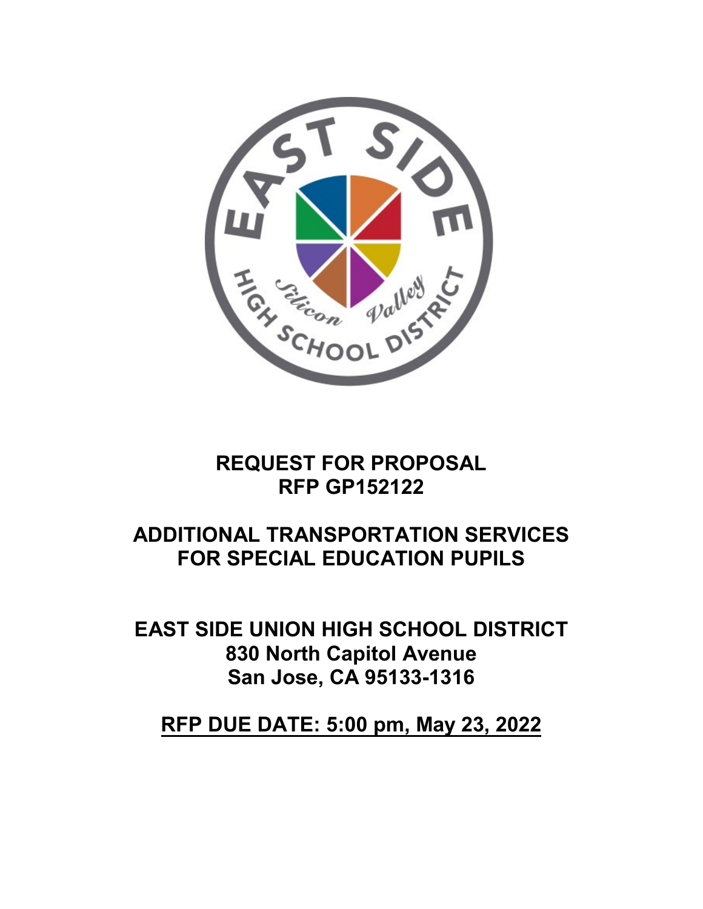# REQUEST FOR PROPOSAL
# RFP GP152122

# ADDITIONAL TRANSPORTATION SERVICES FOR SPECIAL EDUCATION PUPILS

## EAST SIDE UNION HIGH SCHOOL DISTRICT
**830 North Capitol Avenue**
**San Jose, CA 95133-1316**

## RFP DUE DATE: 5:00 pm, May 23, 2022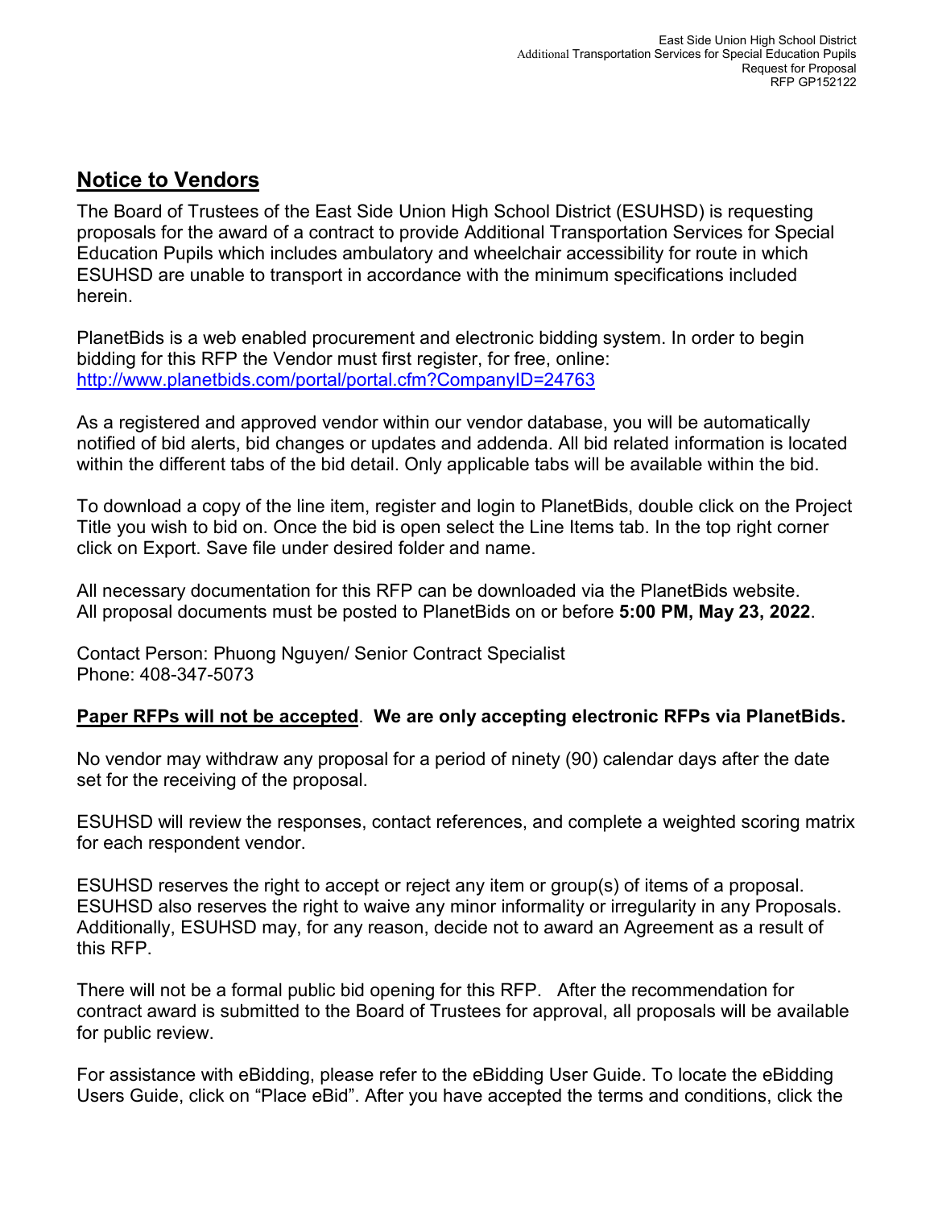## Notice to Vendors

The Board of Trustees of the East Side Union High School District (ESUHSD) is requesting proposals for the award of a contract to provide Additional Transportation Services for Special Education Pupils which includes ambulatory and wheelchair accessibility for route in which ESUHSD are unable to transport in accordance with the minimum specifications included herein.

PlanetBids is a web enabled procurement and electronic bidding system. In order to begin bidding for this RFP the Vendor must first register, for free, online: http://www.planetbids.com/portal/portal.cfm?CompanyID=24763

As a registered and approved vendor within our vendor database, you will be automatically notified of bid alerts, bid changes or updates and addenda. All bid related information is located within the different tabs of the bid detail. Only applicable tabs will be available within the bid.

To download a copy of the line item, register and login to PlanetBids, double click on the Project Title you wish to bid on. Once the bid is open select the Line Items tab. In the top right corner click on Export. Save file under desired folder and name.

All necessary documentation for this RFP can be downloaded via the PlanetBids website. All proposal documents must be posted to PlanetBids on or before **5:00 PM, May 23, 2022**.

Contact Person: Phuong Nguyen/ Senior Contract Specialist
Phone: 408-347-5073

**Paper RFPs will not be accepted**. **We are only accepting electronic RFPs via PlanetBids.**

No vendor may withdraw any proposal for a period of ninety (90) calendar days after the date set for the receiving of the proposal.

ESUHSD will review the responses, contact references, and complete a weighted scoring matrix for each respondent vendor.

ESUHSD reserves the right to accept or reject any item or group(s) of items of a proposal. ESUHSD also reserves the right to waive any minor informality or irregularity in any Proposals. Additionally, ESUHSD may, for any reason, decide not to award an Agreement as a result of this RFP.

There will not be a formal public bid opening for this RFP. After the recommendation for contract award is submitted to the Board of Trustees for approval, all proposals will be available for public review.

For assistance with eBidding, please refer to the eBidding User Guide. To locate the eBidding Users Guide, click on "Place eBid". After you have accepted the terms and conditions, click the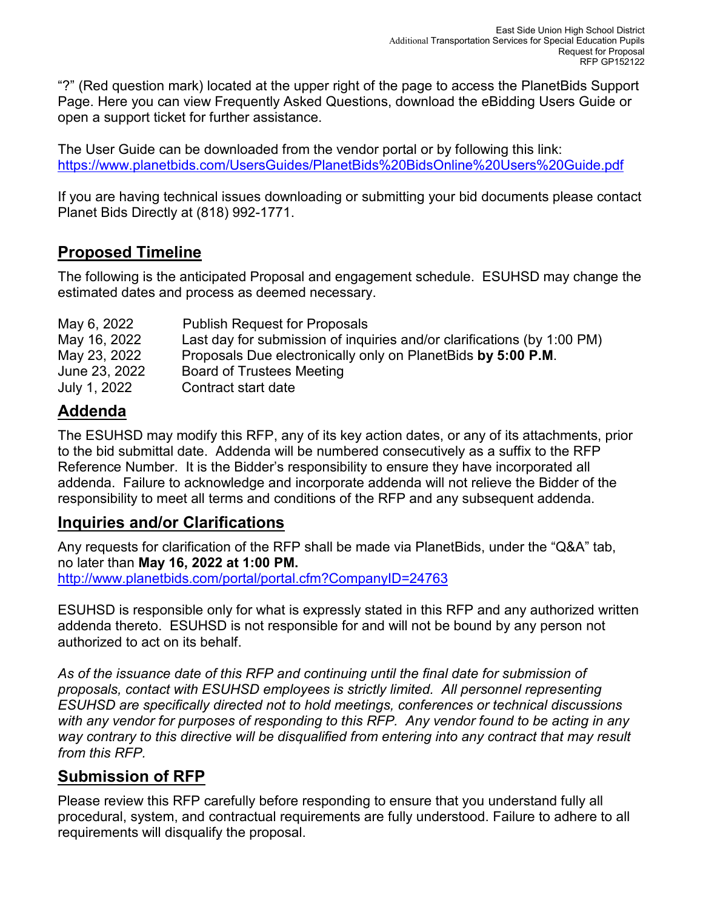"?" (Red question mark) located at the upper right of the page to access the PlanetBids Support Page. Here you can view Frequently Asked Questions, download the eBidding Users Guide or open a support ticket for further assistance.

The User Guide can be downloaded from the vendor portal or by following this link: https://www.planetbids.com/UsersGuides/PlanetBids%20BidsOnline%20Users%20Guide.pdf

If you are having technical issues downloading or submitting your bid documents please contact Planet Bids Directly at (818) 992-1771.

## Proposed Timeline

The following is the anticipated Proposal and engagement schedule. ESUHSD may change the estimated dates and process as deemed necessary.

| | |
|---|---|
| May 6, 2022 | Publish Request for Proposals |
| May 16, 2022 | Last day for submission of inquiries and/or clarifications (by 1:00 PM) |
| May 23, 2022 | Proposals Due electronically only on PlanetBids **by 5:00 P.M**. |
| June 23, 2022 | Board of Trustees Meeting |
| July 1, 2022 | Contract start date |

## Addenda

The ESUHSD may modify this RFP, any of its key action dates, or any of its attachments, prior to the bid submittal date. Addenda will be numbered consecutively as a suffix to the RFP Reference Number. It is the Bidder's responsibility to ensure they have incorporated all addenda. Failure to acknowledge and incorporate addenda will not relieve the Bidder of the responsibility to meet all terms and conditions of the RFP and any subsequent addenda.

## Inquiries and/or Clarifications

Any requests for clarification of the RFP shall be made via PlanetBids, under the "Q&A" tab, no later than **May 16, 2022 at 1:00 PM.**
http://www.planetbids.com/portal/portal.cfm?CompanyID=24763

ESUHSD is responsible only for what is expressly stated in this RFP and any authorized written addenda thereto. ESUHSD is not responsible for and will not be bound by any person not authorized to act on its behalf.

*As of the issuance date of this RFP and continuing until the final date for submission of proposals, contact with ESUHSD employees is strictly limited. All personnel representing ESUHSD are specifically directed not to hold meetings, conferences or technical discussions with any vendor for purposes of responding to this RFP. Any vendor found to be acting in any way contrary to this directive will be disqualified from entering into any contract that may result from this RFP.*

## Submission of RFP

Please review this RFP carefully before responding to ensure that you understand fully all procedural, system, and contractual requirements are fully understood. Failure to adhere to all requirements will disqualify the proposal.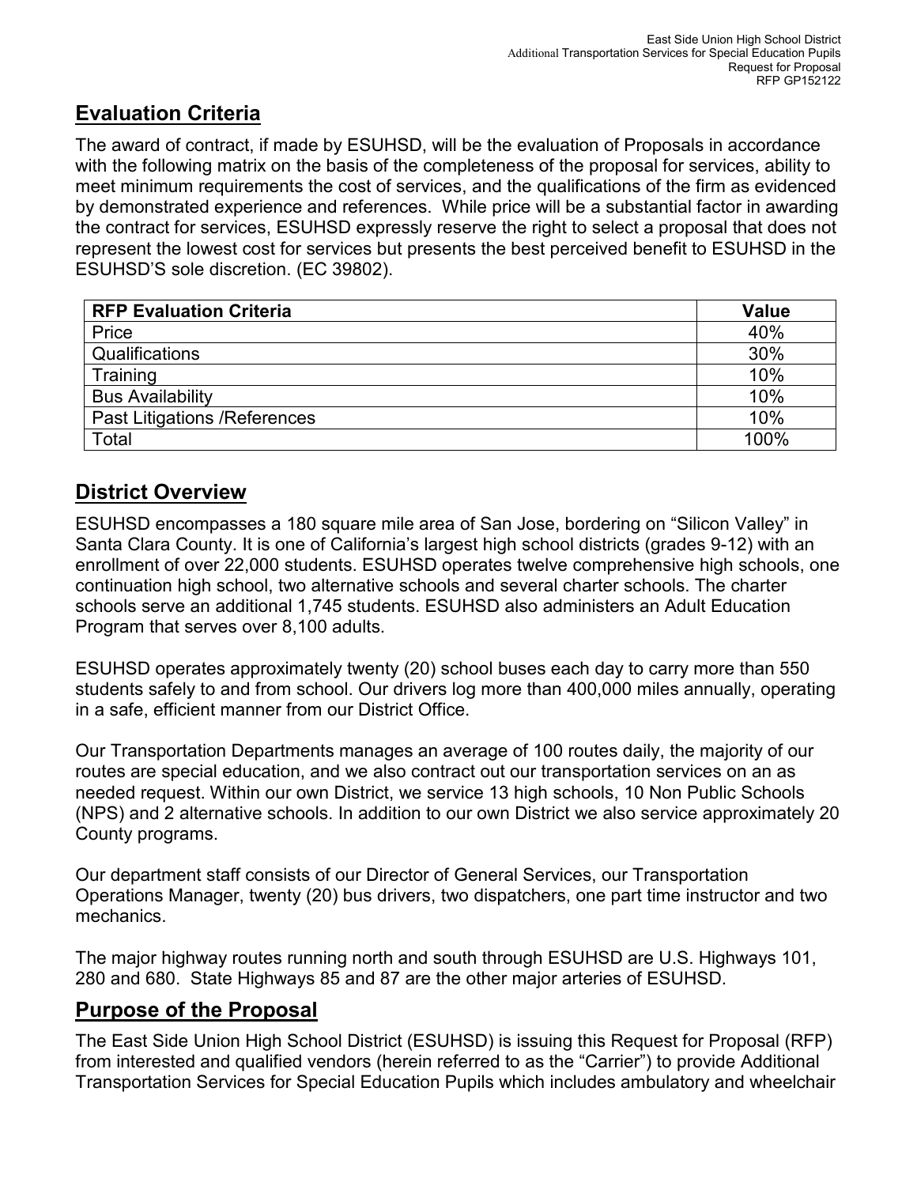## Evaluation Criteria

The award of contract, if made by ESUHSD, will be the evaluation of Proposals in accordance with the following matrix on the basis of the completeness of the proposal for services, ability to meet minimum requirements the cost of services, and the qualifications of the firm as evidenced by demonstrated experience and references. While price will be a substantial factor in awarding the contract for services, ESUHSD expressly reserve the right to select a proposal that does not represent the lowest cost for services but presents the best perceived benefit to ESUHSD in the ESUHSD'S sole discretion. (EC 39802).

| RFP Evaluation Criteria | Value |
|---|---|
| Price | 40% |
| Qualifications | 30% |
| Training | 10% |
| Bus Availability | 10% |
| Past Litigations /References | 10% |
| Total | 100% |

## District Overview

ESUHSD encompasses a 180 square mile area of San Jose, bordering on "Silicon Valley" in Santa Clara County. It is one of California's largest high school districts (grades 9-12) with an enrollment of over 22,000 students. ESUHSD operates twelve comprehensive high schools, one continuation high school, two alternative schools and several charter schools. The charter schools serve an additional 1,745 students. ESUHSD also administers an Adult Education Program that serves over 8,100 adults.

ESUHSD operates approximately twenty (20) school buses each day to carry more than 550 students safely to and from school. Our drivers log more than 400,000 miles annually, operating in a safe, efficient manner from our District Office.

Our Transportation Departments manages an average of 100 routes daily, the majority of our routes are special education, and we also contract out our transportation services on an as needed request. Within our own District, we service 13 high schools, 10 Non Public Schools (NPS) and 2 alternative schools. In addition to our own District we also service approximately 20 County programs.

Our department staff consists of our Director of General Services, our Transportation Operations Manager, twenty (20) bus drivers, two dispatchers, one part time instructor and two mechanics.

The major highway routes running north and south through ESUHSD are U.S. Highways 101, 280 and 680. State Highways 85 and 87 are the other major arteries of ESUHSD.

## Purpose of the Proposal

The East Side Union High School District (ESUHSD) is issuing this Request for Proposal (RFP) from interested and qualified vendors (herein referred to as the "Carrier") to provide Additional Transportation Services for Special Education Pupils which includes ambulatory and wheelchair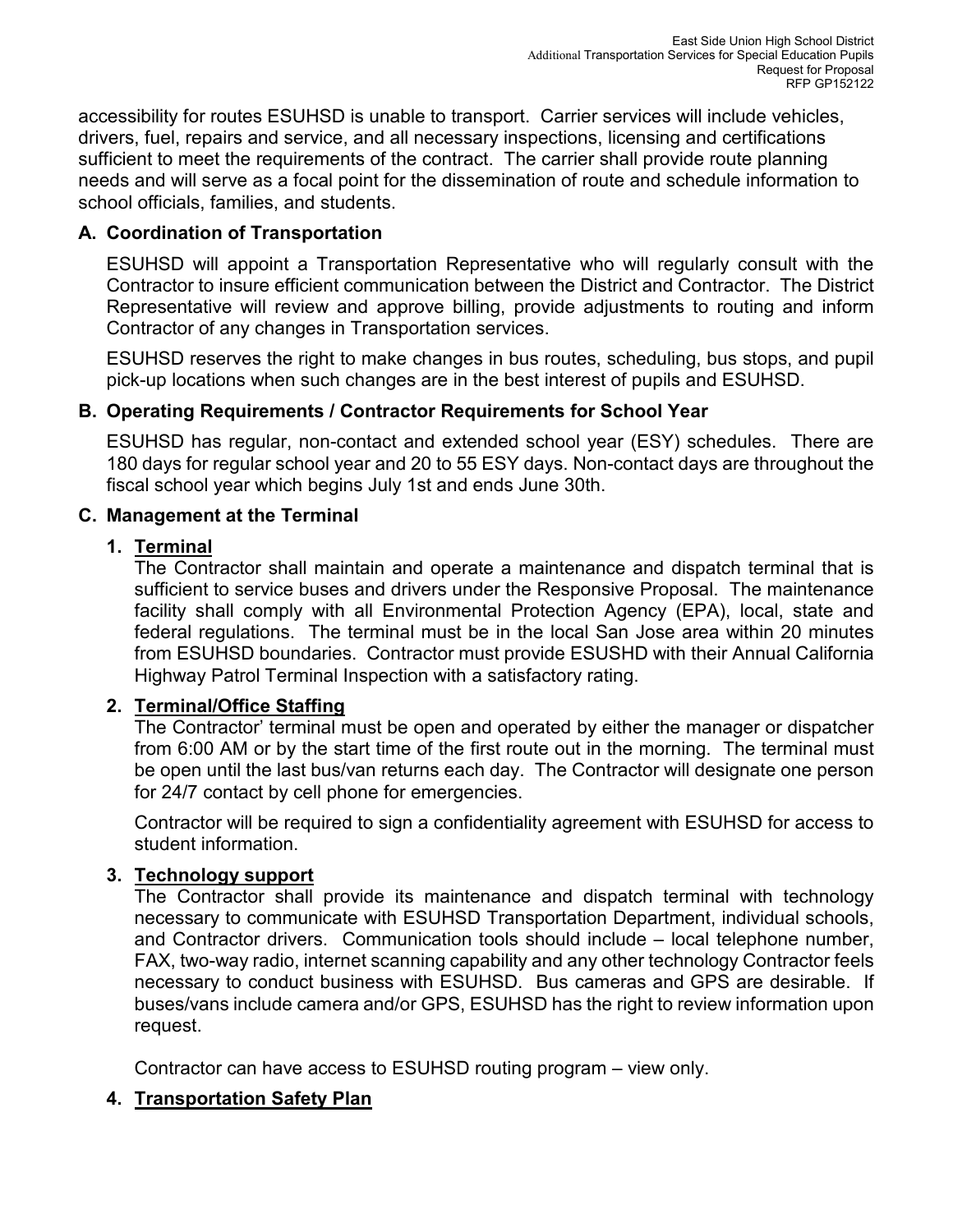accessibility for routes ESUHSD is unable to transport. Carrier services will include vehicles, drivers, fuel, repairs and service, and all necessary inspections, licensing and certifications sufficient to meet the requirements of the contract. The carrier shall provide route planning needs and will serve as a focal point for the dissemination of route and schedule information to school officials, families, and students.

### A. Coordination of Transportation

ESUHSD will appoint a Transportation Representative who will regularly consult with the Contractor to insure efficient communication between the District and Contractor. The District Representative will review and approve billing, provide adjustments to routing and inform Contractor of any changes in Transportation services.

ESUHSD reserves the right to make changes in bus routes, scheduling, bus stops, and pupil pick-up locations when such changes are in the best interest of pupils and ESUHSD.

### B. Operating Requirements / Contractor Requirements for School Year

ESUHSD has regular, non-contact and extended school year (ESY) schedules. There are 180 days for regular school year and 20 to 55 ESY days. Non-contact days are throughout the fiscal school year which begins July 1st and ends June 30th.

### C. Management at the Terminal

1. **Terminal**
   The Contractor shall maintain and operate a maintenance and dispatch terminal that is sufficient to service buses and drivers under the Responsive Proposal. The maintenance facility shall comply with all Environmental Protection Agency (EPA), local, state and federal regulations. The terminal must be in the local San Jose area within 20 minutes from ESUHSD boundaries. Contractor must provide ESUSHD with their Annual California Highway Patrol Terminal Inspection with a satisfactory rating.

2. **Terminal/Office Staffing**
   The Contractor' terminal must be open and operated by either the manager or dispatcher from 6:00 AM or by the start time of the first route out in the morning. The terminal must be open until the last bus/van returns each day. The Contractor will designate one person for 24/7 contact by cell phone for emergencies.

   Contractor will be required to sign a confidentiality agreement with ESUHSD for access to student information.

3. **Technology support**
   The Contractor shall provide its maintenance and dispatch terminal with technology necessary to communicate with ESUHSD Transportation Department, individual schools, and Contractor drivers. Communication tools should include – local telephone number, FAX, two-way radio, internet scanning capability and any other technology Contractor feels necessary to conduct business with ESUHSD. Bus cameras and GPS are desirable. If buses/vans include camera and/or GPS, ESUHSD has the right to review information upon request.

   Contractor can have access to ESUHSD routing program – view only.

4. **Transportation Safety Plan**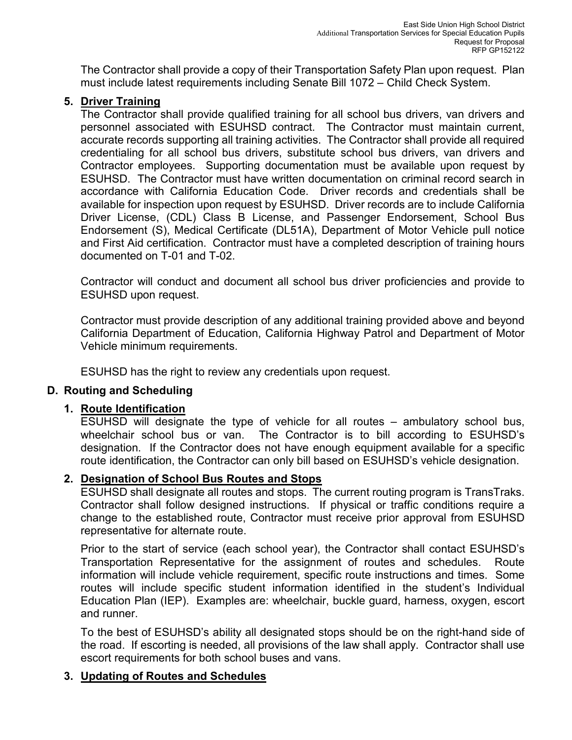The Contractor shall provide a copy of their Transportation Safety Plan upon request. Plan must include latest requirements including Senate Bill 1072 – Child Check System.

5. **Driver Training**

   The Contractor shall provide qualified training for all school bus drivers, van drivers and personnel associated with ESUHSD contract. The Contractor must maintain current, accurate records supporting all training activities. The Contractor shall provide all required credentialing for all school bus drivers, substitute school bus drivers, van drivers and Contractor employees. Supporting documentation must be available upon request by ESUHSD. The Contractor must have written documentation on criminal record search in accordance with California Education Code. Driver records and credentials shall be available for inspection upon request by ESUHSD. Driver records are to include California Driver License, (CDL) Class B License, and Passenger Endorsement, School Bus Endorsement (S), Medical Certificate (DL51A), Department of Motor Vehicle pull notice and First Aid certification. Contractor must have a completed description of training hours documented on T-01 and T-02.

   Contractor will conduct and document all school bus driver proficiencies and provide to ESUHSD upon request.

   Contractor must provide description of any additional training provided above and beyond California Department of Education, California Highway Patrol and Department of Motor Vehicle minimum requirements.

   ESUHSD has the right to review any credentials upon request.

## D. Routing and Scheduling

1. **Route Identification**

   ESUHSD will designate the type of vehicle for all routes – ambulatory school bus, wheelchair school bus or van. The Contractor is to bill according to ESUHSD's designation. If the Contractor does not have enough equipment available for a specific route identification, the Contractor can only bill based on ESUHSD's vehicle designation.

2. **Designation of School Bus Routes and Stops**

   ESUHSD shall designate all routes and stops. The current routing program is TransTraks. Contractor shall follow designed instructions. If physical or traffic conditions require a change to the established route, Contractor must receive prior approval from ESUHSD representative for alternate route.

   Prior to the start of service (each school year), the Contractor shall contact ESUHSD's Transportation Representative for the assignment of routes and schedules. Route information will include vehicle requirement, specific route instructions and times. Some routes will include specific student information identified in the student's Individual Education Plan (IEP). Examples are: wheelchair, buckle guard, harness, oxygen, escort and runner.

   To the best of ESUHSD's ability all designated stops should be on the right-hand side of the road. If escorting is needed, all provisions of the law shall apply. Contractor shall use escort requirements for both school buses and vans.

3. **Updating of Routes and Schedules**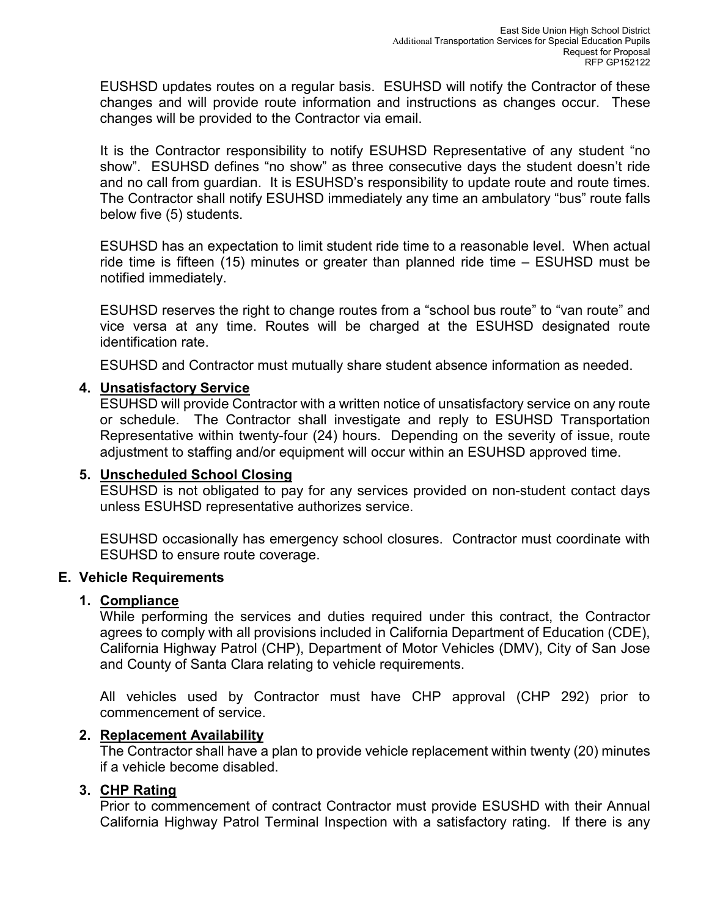EUSHSD updates routes on a regular basis. ESUHSD will notify the Contractor of these changes and will provide route information and instructions as changes occur. These changes will be provided to the Contractor via email.

It is the Contractor responsibility to notify ESUHSD Representative of any student "no show". ESUHSD defines "no show" as three consecutive days the student doesn't ride and no call from guardian. It is ESUHSD's responsibility to update route and route times. The Contractor shall notify ESUHSD immediately any time an ambulatory "bus" route falls below five (5) students.

ESUHSD has an expectation to limit student ride time to a reasonable level. When actual ride time is fifteen (15) minutes or greater than planned ride time – ESUHSD must be notified immediately.

ESUHSD reserves the right to change routes from a "school bus route" to "van route" and vice versa at any time. Routes will be charged at the ESUHSD designated route identification rate.

ESUHSD and Contractor must mutually share student absence information as needed.

**4. Unsatisfactory Service**

ESUHSD will provide Contractor with a written notice of unsatisfactory service on any route or schedule. The Contractor shall investigate and reply to ESUHSD Transportation Representative within twenty-four (24) hours. Depending on the severity of issue, route adjustment to staffing and/or equipment will occur within an ESUHSD approved time.

**5. Unscheduled School Closing**

ESUHSD is not obligated to pay for any services provided on non-student contact days unless ESUHSD representative authorizes service.

ESUHSD occasionally has emergency school closures. Contractor must coordinate with ESUHSD to ensure route coverage.

## E. Vehicle Requirements

**1. Compliance**

While performing the services and duties required under this contract, the Contractor agrees to comply with all provisions included in California Department of Education (CDE), California Highway Patrol (CHP), Department of Motor Vehicles (DMV), City of San Jose and County of Santa Clara relating to vehicle requirements.

All vehicles used by Contractor must have CHP approval (CHP 292) prior to commencement of service.

**2. Replacement Availability**

The Contractor shall have a plan to provide vehicle replacement within twenty (20) minutes if a vehicle become disabled.

**3. CHP Rating**

Prior to commencement of contract Contractor must provide ESUSHD with their Annual California Highway Patrol Terminal Inspection with a satisfactory rating. If there is any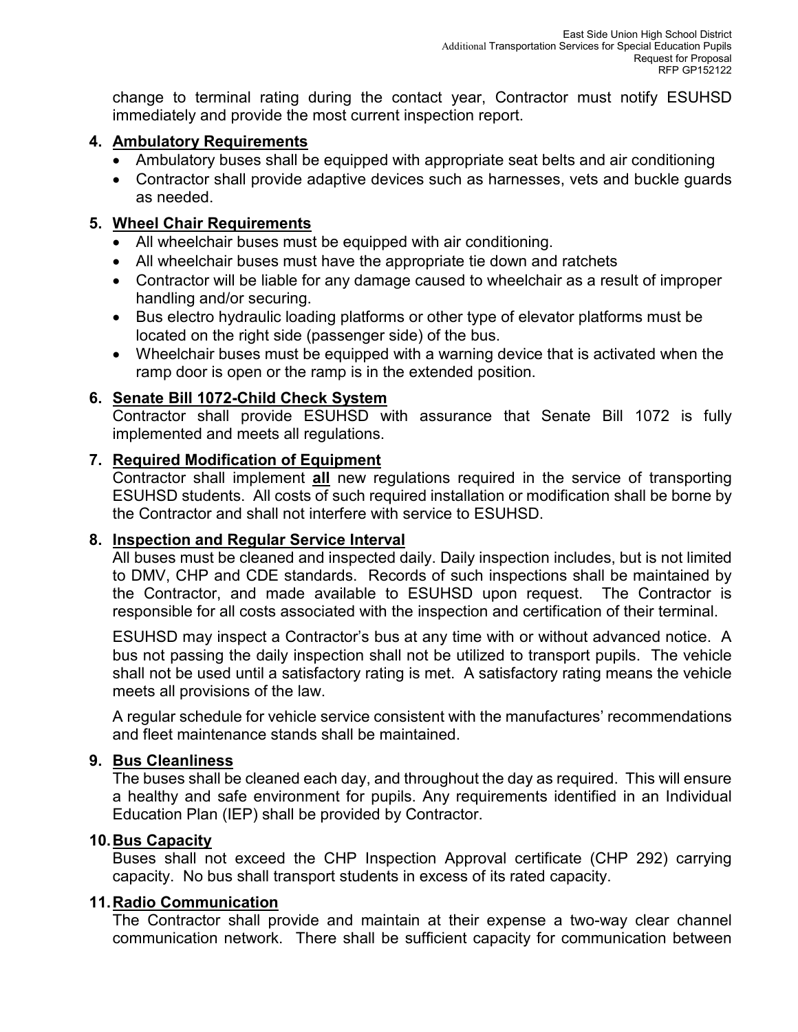change to terminal rating during the contact year, Contractor must notify ESUHSD immediately and provide the most current inspection report.

4. **Ambulatory Requirements**
   - Ambulatory buses shall be equipped with appropriate seat belts and air conditioning
   - Contractor shall provide adaptive devices such as harnesses, vets and buckle guards as needed.

5. **Wheel Chair Requirements**
   - All wheelchair buses must be equipped with air conditioning.
   - All wheelchair buses must have the appropriate tie down and ratchets
   - Contractor will be liable for any damage caused to wheelchair as a result of improper handling and/or securing.
   - Bus electro hydraulic loading platforms or other type of elevator platforms must be located on the right side (passenger side) of the bus.
   - Wheelchair buses must be equipped with a warning device that is activated when the ramp door is open or the ramp is in the extended position.

6. **Senate Bill 1072-Child Check System**
   Contractor shall provide ESUHSD with assurance that Senate Bill 1072 is fully implemented and meets all regulations.

7. **Required Modification of Equipment**
   Contractor shall implement **all** new regulations required in the service of transporting ESUHSD students. All costs of such required installation or modification shall be borne by the Contractor and shall not interfere with service to ESUHSD.

8. **Inspection and Regular Service Interval**
   All buses must be cleaned and inspected daily. Daily inspection includes, but is not limited to DMV, CHP and CDE standards. Records of such inspections shall be maintained by the Contractor, and made available to ESUHSD upon request. The Contractor is responsible for all costs associated with the inspection and certification of their terminal.

   ESUHSD may inspect a Contractor's bus at any time with or without advanced notice. A bus not passing the daily inspection shall not be utilized to transport pupils. The vehicle shall not be used until a satisfactory rating is met. A satisfactory rating means the vehicle meets all provisions of the law.

   A regular schedule for vehicle service consistent with the manufactures' recommendations and fleet maintenance stands shall be maintained.

9. **Bus Cleanliness**
   The buses shall be cleaned each day, and throughout the day as required. This will ensure a healthy and safe environment for pupils. Any requirements identified in an Individual Education Plan (IEP) shall be provided by Contractor.

10. **Bus Capacity**
    Buses shall not exceed the CHP Inspection Approval certificate (CHP 292) carrying capacity. No bus shall transport students in excess of its rated capacity.

11. **Radio Communication**
    The Contractor shall provide and maintain at their expense a two-way clear channel communication network. There shall be sufficient capacity for communication between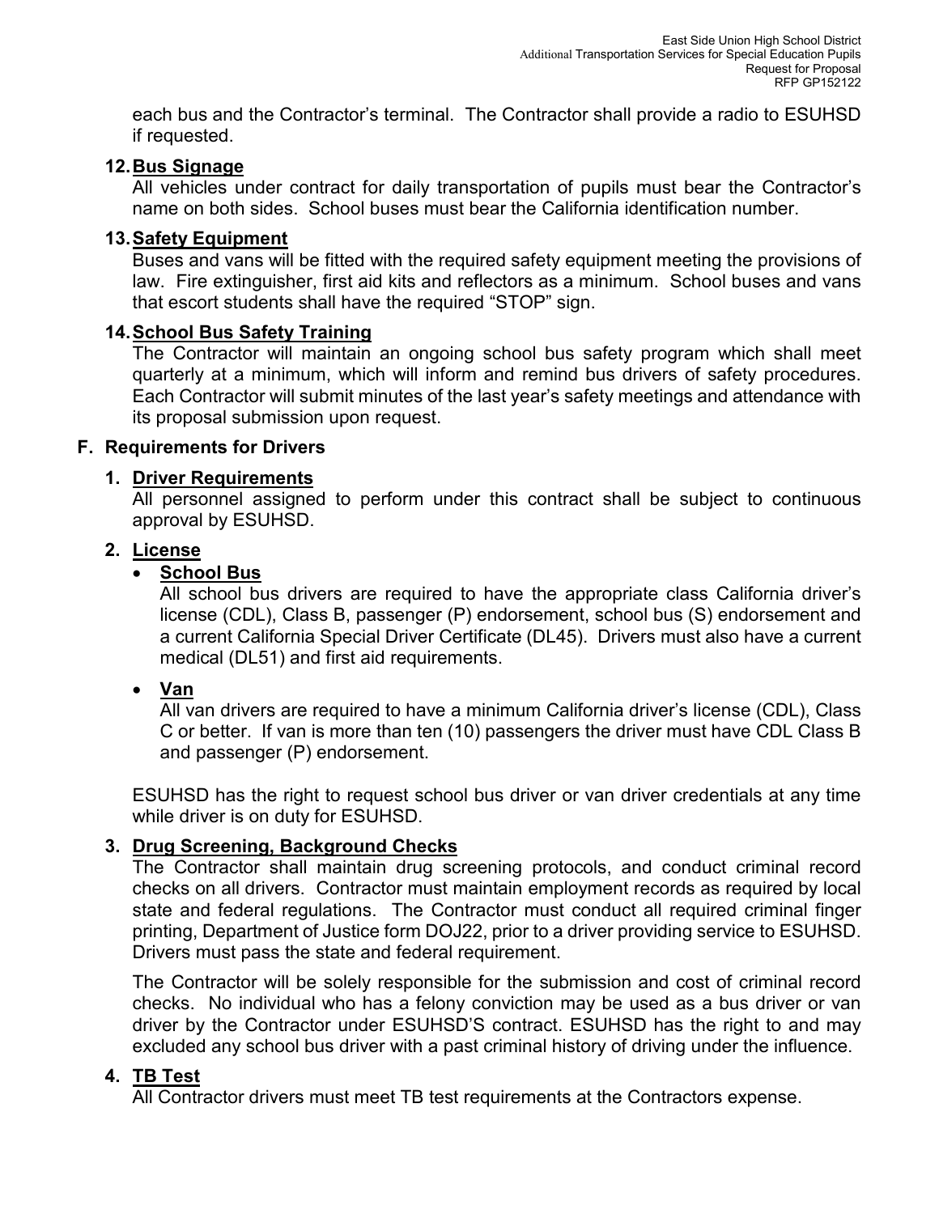each bus and the Contractor's terminal. The Contractor shall provide a radio to ESUHSD if requested.

**12. Bus Signage**

All vehicles under contract for daily transportation of pupils must bear the Contractor's name on both sides. School buses must bear the California identification number.

**13. Safety Equipment**

Buses and vans will be fitted with the required safety equipment meeting the provisions of law. Fire extinguisher, first aid kits and reflectors as a minimum. School buses and vans that escort students shall have the required "STOP" sign.

**14. School Bus Safety Training**

The Contractor will maintain an ongoing school bus safety program which shall meet quarterly at a minimum, which will inform and remind bus drivers of safety procedures. Each Contractor will submit minutes of the last year's safety meetings and attendance with its proposal submission upon request.

## F. Requirements for Drivers

**1. Driver Requirements**

All personnel assigned to perform under this contract shall be subject to continuous approval by ESUHSD.

**2. License**

- **School Bus**

  All school bus drivers are required to have the appropriate class California driver's license (CDL), Class B, passenger (P) endorsement, school bus (S) endorsement and a current California Special Driver Certificate (DL45). Drivers must also have a current medical (DL51) and first aid requirements.

- **Van**

  All van drivers are required to have a minimum California driver's license (CDL), Class C or better. If van is more than ten (10) passengers the driver must have CDL Class B and passenger (P) endorsement.

ESUHSD has the right to request school bus driver or van driver credentials at any time while driver is on duty for ESUHSD.

**3. Drug Screening, Background Checks**

The Contractor shall maintain drug screening protocols, and conduct criminal record checks on all drivers. Contractor must maintain employment records as required by local state and federal regulations. The Contractor must conduct all required criminal finger printing, Department of Justice form DOJ22, prior to a driver providing service to ESUHSD. Drivers must pass the state and federal requirement.

The Contractor will be solely responsible for the submission and cost of criminal record checks. No individual who has a felony conviction may be used as a bus driver or van driver by the Contractor under ESUHSD'S contract. ESUHSD has the right to and may excluded any school bus driver with a past criminal history of driving under the influence.

**4. TB Test**

All Contractor drivers must meet TB test requirements at the Contractors expense.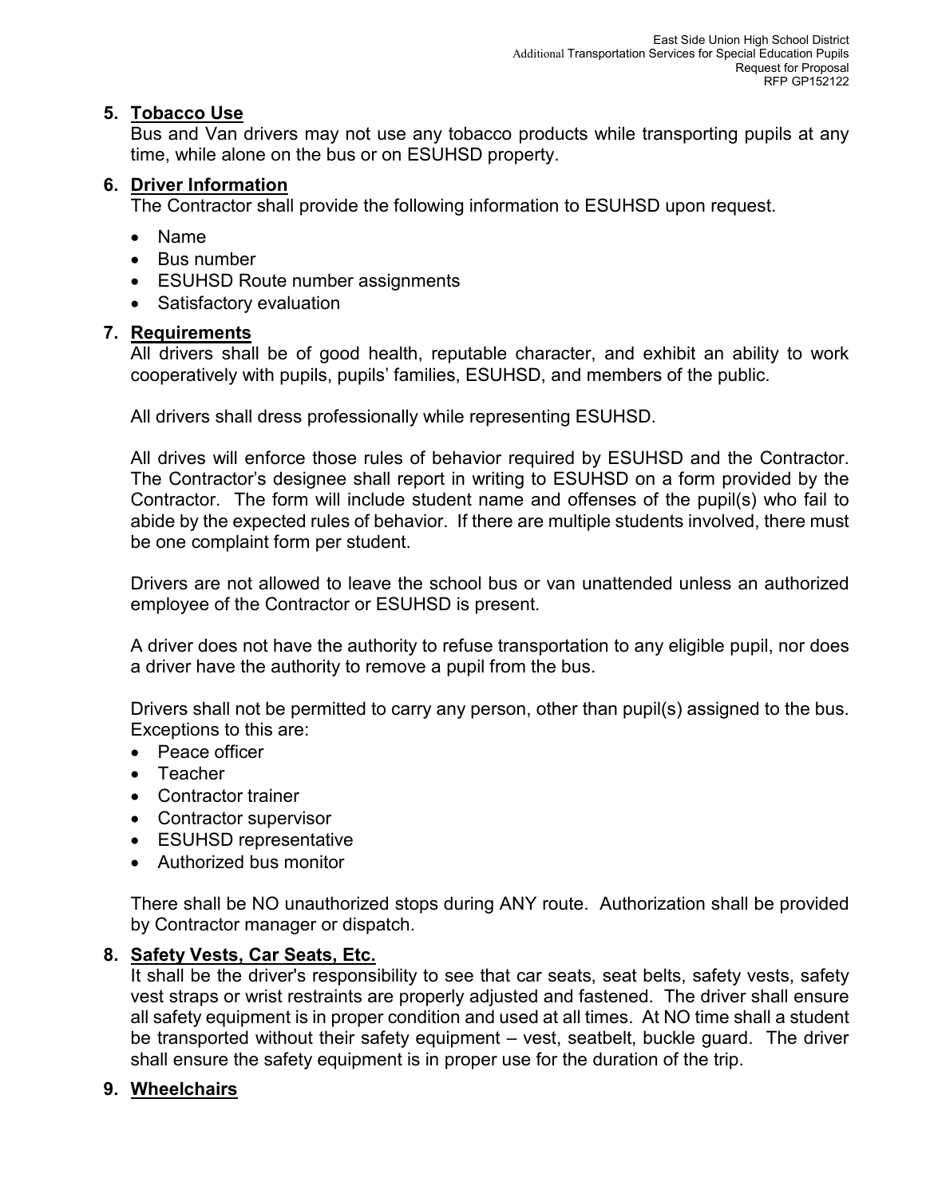5. **Tobacco Use**
   Bus and Van drivers may not use any tobacco products while transporting pupils at any time, while alone on the bus or on ESUHSD property.

6. **Driver Information**
   The Contractor shall provide the following information to ESUHSD upon request.

   - Name
   - Bus number
   - ESUHSD Route number assignments
   - Satisfactory evaluation

7. **Requirements**
   All drivers shall be of good health, reputable character, and exhibit an ability to work cooperatively with pupils, pupils' families, ESUHSD, and members of the public.

   All drivers shall dress professionally while representing ESUHSD.

   All drives will enforce those rules of behavior required by ESUHSD and the Contractor. The Contractor's designee shall report in writing to ESUHSD on a form provided by the Contractor. The form will include student name and offenses of the pupil(s) who fail to abide by the expected rules of behavior. If there are multiple students involved, there must be one complaint form per student.

   Drivers are not allowed to leave the school bus or van unattended unless an authorized employee of the Contractor or ESUHSD is present.

   A driver does not have the authority to refuse transportation to any eligible pupil, nor does a driver have the authority to remove a pupil from the bus.

   Drivers shall not be permitted to carry any person, other than pupil(s) assigned to the bus. Exceptions to this are:

   - Peace officer
   - Teacher
   - Contractor trainer
   - Contractor supervisor
   - ESUHSD representative
   - Authorized bus monitor

   There shall be NO unauthorized stops during ANY route. Authorization shall be provided by Contractor manager or dispatch.

8. **Safety Vests, Car Seats, Etc.**
   It shall be the driver's responsibility to see that car seats, seat belts, safety vests, safety vest straps or wrist restraints are properly adjusted and fastened. The driver shall ensure all safety equipment is in proper condition and used at all times. At NO time shall a student be transported without their safety equipment – vest, seatbelt, buckle guard. The driver shall ensure the safety equipment is in proper use for the duration of the trip.

9. **Wheelchairs**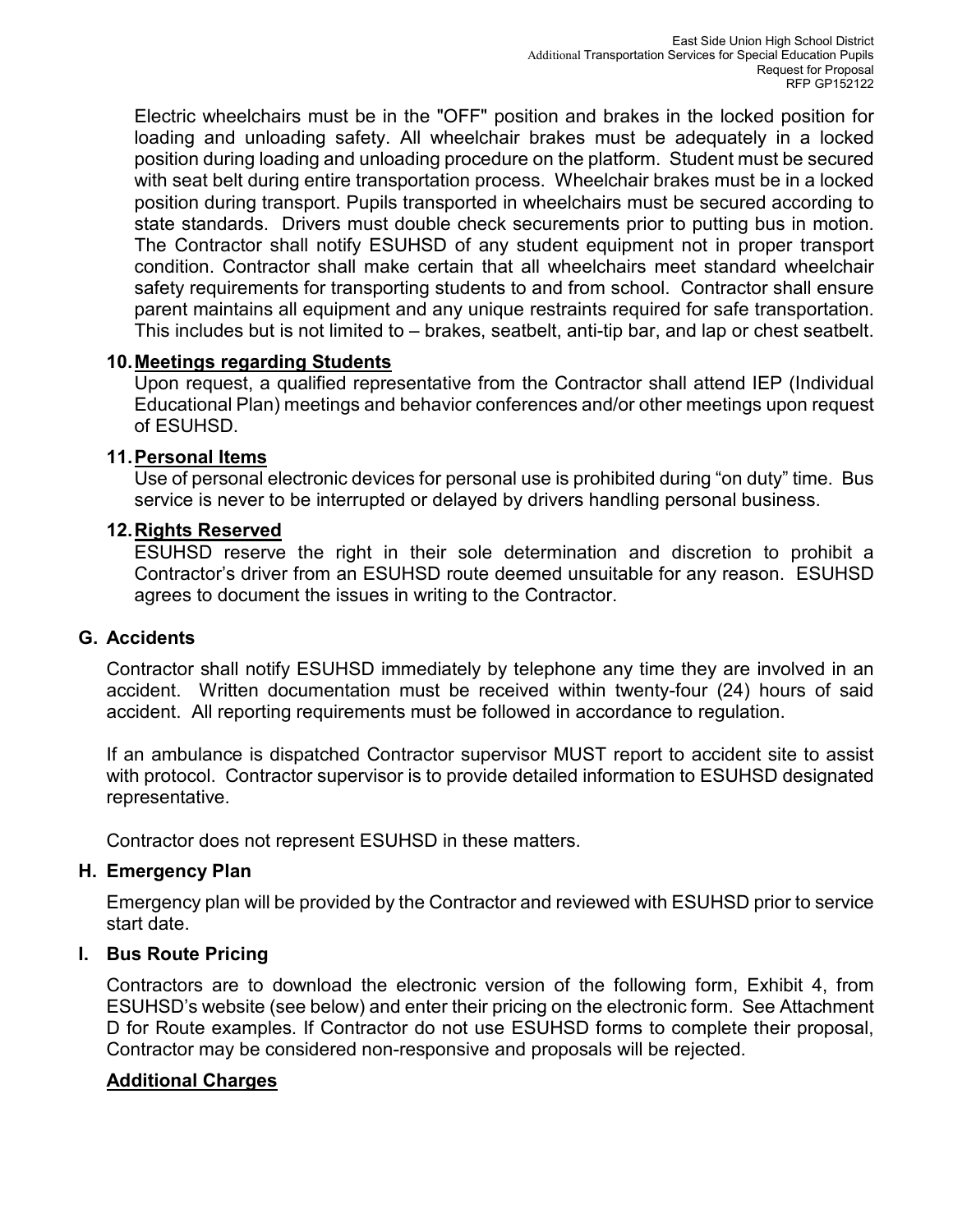Electric wheelchairs must be in the "OFF" position and brakes in the locked position for loading and unloading safety. All wheelchair brakes must be adequately in a locked position during loading and unloading procedure on the platform. Student must be secured with seat belt during entire transportation process. Wheelchair brakes must be in a locked position during transport. Pupils transported in wheelchairs must be secured according to state standards. Drivers must double check securements prior to putting bus in motion. The Contractor shall notify ESUHSD of any student equipment not in proper transport condition. Contractor shall make certain that all wheelchairs meet standard wheelchair safety requirements for transporting students to and from school. Contractor shall ensure parent maintains all equipment and any unique restraints required for safe transportation. This includes but is not limited to – brakes, seatbelt, anti-tip bar, and lap or chest seatbelt.

**10. Meetings regarding Students**

Upon request, a qualified representative from the Contractor shall attend IEP (Individual Educational Plan) meetings and behavior conferences and/or other meetings upon request of ESUHSD.

**11. Personal Items**

Use of personal electronic devices for personal use is prohibited during “on duty” time. Bus service is never to be interrupted or delayed by drivers handling personal business.

**12. Rights Reserved**

ESUHSD reserve the right in their sole determination and discretion to prohibit a Contractor’s driver from an ESUHSD route deemed unsuitable for any reason. ESUHSD agrees to document the issues in writing to the Contractor.

## G. Accidents

Contractor shall notify ESUHSD immediately by telephone any time they are involved in an accident. Written documentation must be received within twenty-four (24) hours of said accident. All reporting requirements must be followed in accordance to regulation.

If an ambulance is dispatched Contractor supervisor MUST report to accident site to assist with protocol. Contractor supervisor is to provide detailed information to ESUHSD designated representative.

Contractor does not represent ESUHSD in these matters.

## H. Emergency Plan

Emergency plan will be provided by the Contractor and reviewed with ESUHSD prior to service start date.

## I. Bus Route Pricing

Contractors are to download the electronic version of the following form, Exhibit 4, from ESUHSD’s website (see below) and enter their pricing on the electronic form. See Attachment D for Route examples. If Contractor do not use ESUHSD forms to complete their proposal, Contractor may be considered non-responsive and proposals will be rejected.

**Additional Charges**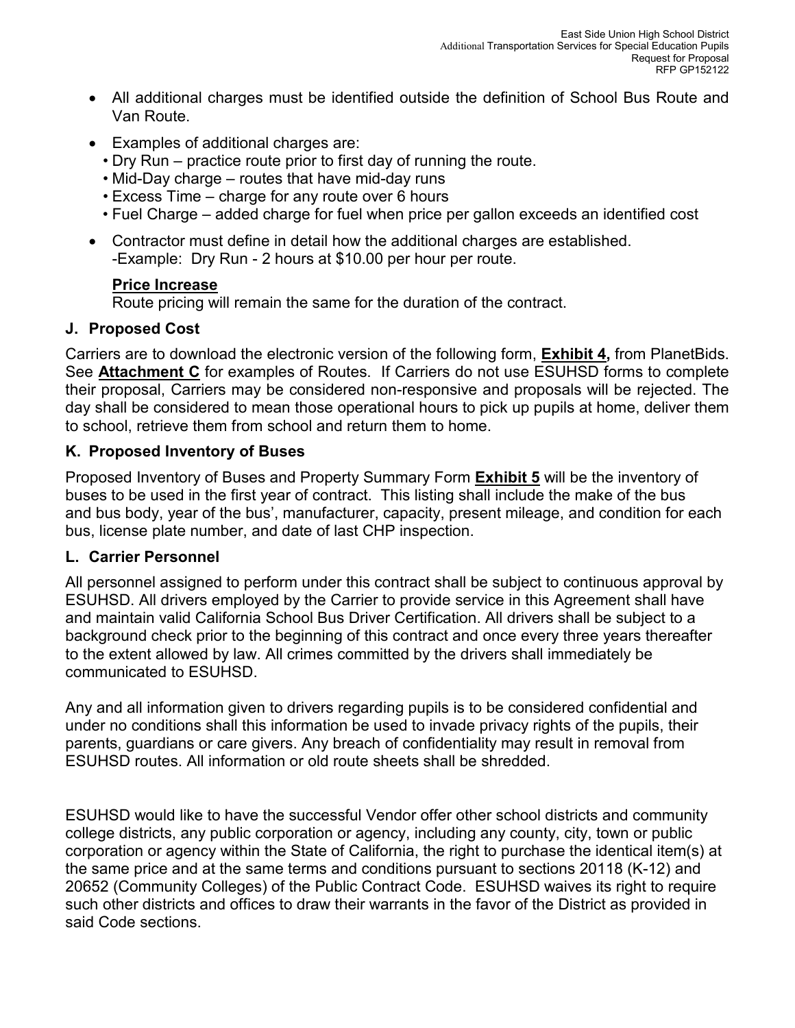- All additional charges must be identified outside the definition of School Bus Route and Van Route.
- Examples of additional charges are:
  - Dry Run – practice route prior to first day of running the route.
  - Mid-Day charge – routes that have mid-day runs
  - Excess Time – charge for any route over 6 hours
  - Fuel Charge – added charge for fuel when price per gallon exceeds an identified cost
- Contractor must define in detail how the additional charges are established.
  -Example: Dry Run - 2 hours at $10.00 per hour per route.

  **Price Increase**
  Route pricing will remain the same for the duration of the contract.

### J. Proposed Cost

Carriers are to download the electronic version of the following form, **Exhibit 4,** from PlanetBids. See **Attachment C** for examples of Routes. If Carriers do not use ESUHSD forms to complete their proposal, Carriers may be considered non-responsive and proposals will be rejected. The day shall be considered to mean those operational hours to pick up pupils at home, deliver them to school, retrieve them from school and return them to home.

### K. Proposed Inventory of Buses

Proposed Inventory of Buses and Property Summary Form **Exhibit 5** will be the inventory of buses to be used in the first year of contract. This listing shall include the make of the bus and bus body, year of the bus', manufacturer, capacity, present mileage, and condition for each bus, license plate number, and date of last CHP inspection.

### L. Carrier Personnel

All personnel assigned to perform under this contract shall be subject to continuous approval by ESUHSD. All drivers employed by the Carrier to provide service in this Agreement shall have and maintain valid California School Bus Driver Certification. All drivers shall be subject to a background check prior to the beginning of this contract and once every three years thereafter to the extent allowed by law. All crimes committed by the drivers shall immediately be communicated to ESUHSD.

Any and all information given to drivers regarding pupils is to be considered confidential and under no conditions shall this information be used to invade privacy rights of the pupils, their parents, guardians or care givers. Any breach of confidentiality may result in removal from ESUHSD routes. All information or old route sheets shall be shredded.

ESUHSD would like to have the successful Vendor offer other school districts and community college districts, any public corporation or agency, including any county, city, town or public corporation or agency within the State of California, the right to purchase the identical item(s) at the same price and at the same terms and conditions pursuant to sections 20118 (K-12) and 20652 (Community Colleges) of the Public Contract Code. ESUHSD waives its right to require such other districts and offices to draw their warrants in the favor of the District as provided in said Code sections.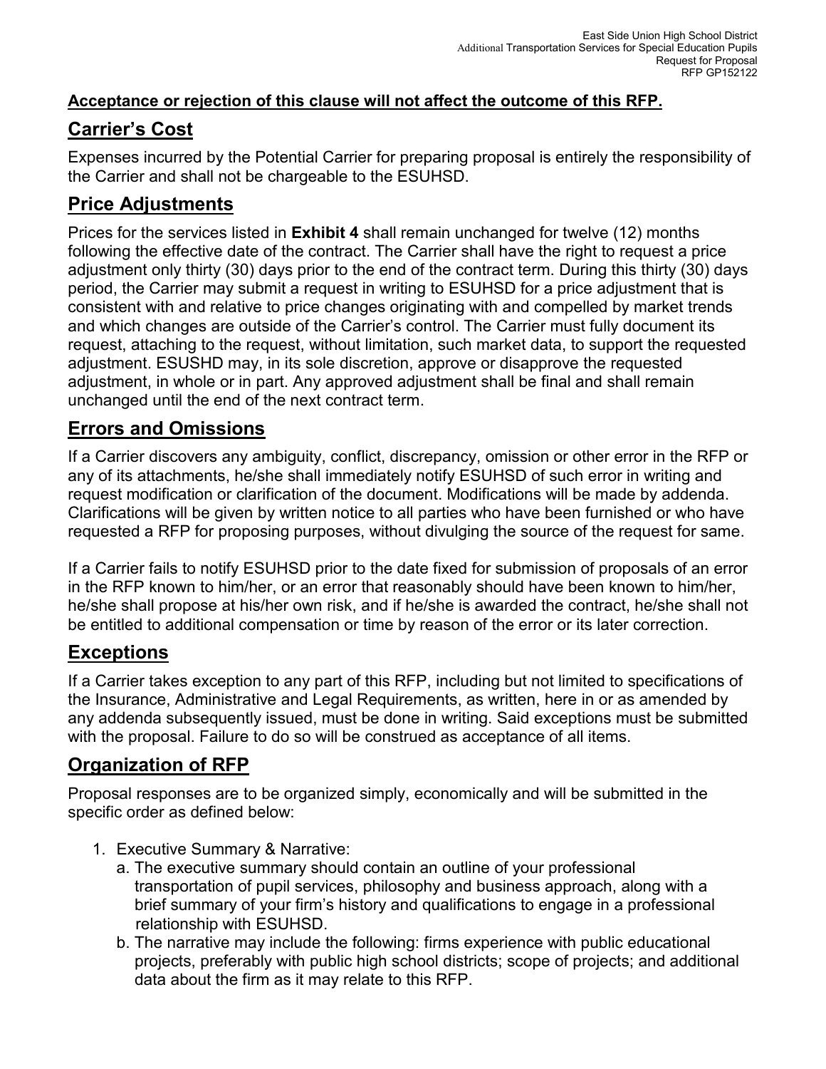**Acceptance or rejection of this clause will not affect the outcome of this RFP.**

## Carrier's Cost

Expenses incurred by the Potential Carrier for preparing proposal is entirely the responsibility of the Carrier and shall not be chargeable to the ESUHSD.

## Price Adjustments

Prices for the services listed in **Exhibit 4** shall remain unchanged for twelve (12) months following the effective date of the contract. The Carrier shall have the right to request a price adjustment only thirty (30) days prior to the end of the contract term. During this thirty (30) days period, the Carrier may submit a request in writing to ESUHSD for a price adjustment that is consistent with and relative to price changes originating with and compelled by market trends and which changes are outside of the Carrier's control. The Carrier must fully document its request, attaching to the request, without limitation, such market data, to support the requested adjustment. ESUSHD may, in its sole discretion, approve or disapprove the requested adjustment, in whole or in part. Any approved adjustment shall be final and shall remain unchanged until the end of the next contract term.

## Errors and Omissions

If a Carrier discovers any ambiguity, conflict, discrepancy, omission or other error in the RFP or any of its attachments, he/she shall immediately notify ESUHSD of such error in writing and request modification or clarification of the document. Modifications will be made by addenda. Clarifications will be given by written notice to all parties who have been furnished or who have requested a RFP for proposing purposes, without divulging the source of the request for same.

If a Carrier fails to notify ESUHSD prior to the date fixed for submission of proposals of an error in the RFP known to him/her, or an error that reasonably should have been known to him/her, he/she shall propose at his/her own risk, and if he/she is awarded the contract, he/she shall not be entitled to additional compensation or time by reason of the error or its later correction.

## Exceptions

If a Carrier takes exception to any part of this RFP, including but not limited to specifications of the Insurance, Administrative and Legal Requirements, as written, here in or as amended by any addenda subsequently issued, must be done in writing. Said exceptions must be submitted with the proposal. Failure to do so will be construed as acceptance of all items.

## Organization of RFP

Proposal responses are to be organized simply, economically and will be submitted in the specific order as defined below:

1. Executive Summary & Narrative:
   a. The executive summary should contain an outline of your professional transportation of pupil services, philosophy and business approach, along with a brief summary of your firm's history and qualifications to engage in a professional relationship with ESUHSD.
   b. The narrative may include the following: firms experience with public educational projects, preferably with public high school districts; scope of projects; and additional data about the firm as it may relate to this RFP.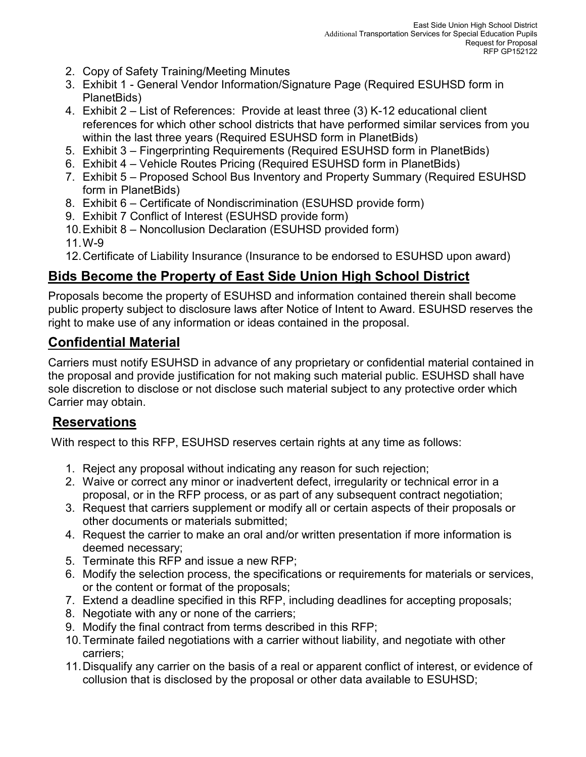2. Copy of Safety Training/Meeting Minutes
3. Exhibit 1 - General Vendor Information/Signature Page (Required ESUHSD form in PlanetBids)
4. Exhibit 2 – List of References: Provide at least three (3) K-12 educational client references for which other school districts that have performed similar services from you within the last three years (Required ESUHSD form in PlanetBids)
5. Exhibit 3 – Fingerprinting Requirements (Required ESUHSD form in PlanetBids)
6. Exhibit 4 – Vehicle Routes Pricing (Required ESUHSD form in PlanetBids)
7. Exhibit 5 – Proposed School Bus Inventory and Property Summary (Required ESUHSD form in PlanetBids)
8. Exhibit 6 – Certificate of Nondiscrimination (ESUHSD provide form)
9. Exhibit 7 Conflict of Interest (ESUHSD provide form)
10. Exhibit 8 – Noncollusion Declaration (ESUHSD provided form)
11. W-9
12. Certificate of Liability Insurance (Insurance to be endorsed to ESUHSD upon award)

## Bids Become the Property of East Side Union High School District

Proposals become the property of ESUHSD and information contained therein shall become public property subject to disclosure laws after Notice of Intent to Award. ESUHSD reserves the right to make use of any information or ideas contained in the proposal.

## Confidential Material

Carriers must notify ESUHSD in advance of any proprietary or confidential material contained in the proposal and provide justification for not making such material public. ESUHSD shall have sole discretion to disclose or not disclose such material subject to any protective order which Carrier may obtain.

## Reservations

With respect to this RFP, ESUHSD reserves certain rights at any time as follows:

1. Reject any proposal without indicating any reason for such rejection;
2. Waive or correct any minor or inadvertent defect, irregularity or technical error in a proposal, or in the RFP process, or as part of any subsequent contract negotiation;
3. Request that carriers supplement or modify all or certain aspects of their proposals or other documents or materials submitted;
4. Request the carrier to make an oral and/or written presentation if more information is deemed necessary;
5. Terminate this RFP and issue a new RFP;
6. Modify the selection process, the specifications or requirements for materials or services, or the content or format of the proposals;
7. Extend a deadline specified in this RFP, including deadlines for accepting proposals;
8. Negotiate with any or none of the carriers;
9. Modify the final contract from terms described in this RFP;
10. Terminate failed negotiations with a carrier without liability, and negotiate with other carriers;
11. Disqualify any carrier on the basis of a real or apparent conflict of interest, or evidence of collusion that is disclosed by the proposal or other data available to ESUHSD;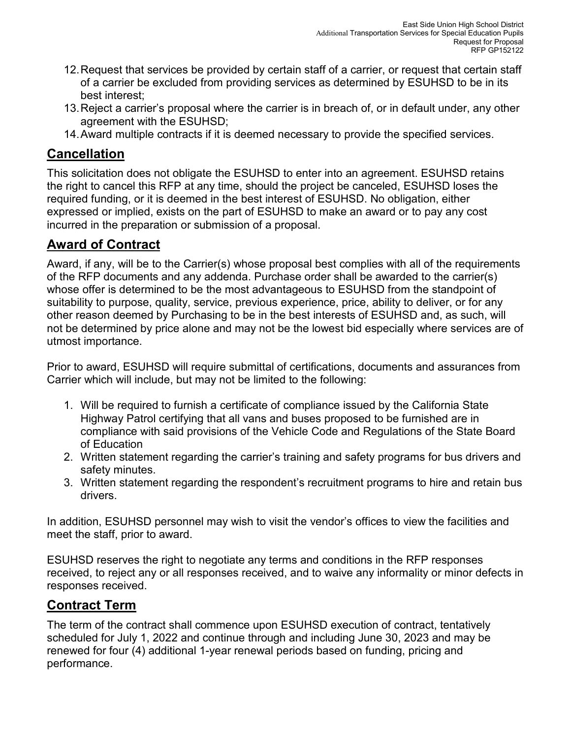12. Request that services be provided by certain staff of a carrier, or request that certain staff of a carrier be excluded from providing services as determined by ESUHSD to be in its best interest;
13. Reject a carrier's proposal where the carrier is in breach of, or in default under, any other agreement with the ESUHSD;
14. Award multiple contracts if it is deemed necessary to provide the specified services.

## Cancellation

This solicitation does not obligate the ESUHSD to enter into an agreement. ESUHSD retains the right to cancel this RFP at any time, should the project be canceled, ESUHSD loses the required funding, or it is deemed in the best interest of ESUHSD. No obligation, either expressed or implied, exists on the part of ESUHSD to make an award or to pay any cost incurred in the preparation or submission of a proposal.

## Award of Contract

Award, if any, will be to the Carrier(s) whose proposal best complies with all of the requirements of the RFP documents and any addenda. Purchase order shall be awarded to the carrier(s) whose offer is determined to be the most advantageous to ESUHSD from the standpoint of suitability to purpose, quality, service, previous experience, price, ability to deliver, or for any other reason deemed by Purchasing to be in the best interests of ESUHSD and, as such, will not be determined by price alone and may not be the lowest bid especially where services are of utmost importance.

Prior to award, ESUHSD will require submittal of certifications, documents and assurances from Carrier which will include, but may not be limited to the following:

1. Will be required to furnish a certificate of compliance issued by the California State Highway Patrol certifying that all vans and buses proposed to be furnished are in compliance with said provisions of the Vehicle Code and Regulations of the State Board of Education
2. Written statement regarding the carrier's training and safety programs for bus drivers and safety minutes.
3. Written statement regarding the respondent's recruitment programs to hire and retain bus drivers.

In addition, ESUHSD personnel may wish to visit the vendor's offices to view the facilities and meet the staff, prior to award.

ESUHSD reserves the right to negotiate any terms and conditions in the RFP responses received, to reject any or all responses received, and to waive any informality or minor defects in responses received.

## Contract Term

The term of the contract shall commence upon ESUHSD execution of contract, tentatively scheduled for July 1, 2022 and continue through and including June 30, 2023 and may be renewed for four (4) additional 1-year renewal periods based on funding, pricing and performance.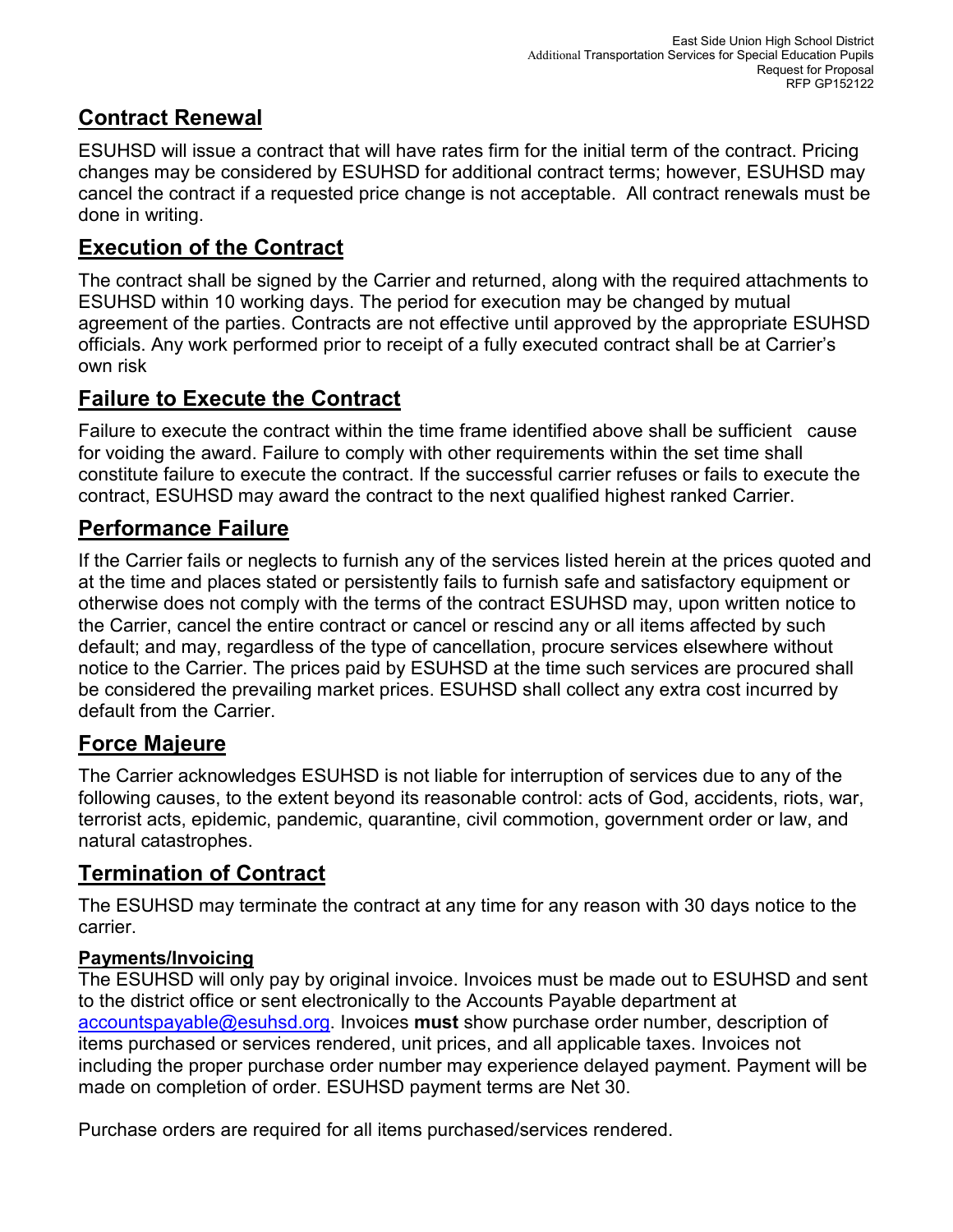## Contract Renewal

ESUHSD will issue a contract that will have rates firm for the initial term of the contract. Pricing changes may be considered by ESUHSD for additional contract terms; however, ESUHSD may cancel the contract if a requested price change is not acceptable. All contract renewals must be done in writing.

## Execution of the Contract

The contract shall be signed by the Carrier and returned, along with the required attachments to ESUHSD within 10 working days. The period for execution may be changed by mutual agreement of the parties. Contracts are not effective until approved by the appropriate ESUHSD officials. Any work performed prior to receipt of a fully executed contract shall be at Carrier's own risk

## Failure to Execute the Contract

Failure to execute the contract within the time frame identified above shall be sufficient cause for voiding the award. Failure to comply with other requirements within the set time shall constitute failure to execute the contract. If the successful carrier refuses or fails to execute the contract, ESUHSD may award the contract to the next qualified highest ranked Carrier.

## Performance Failure

If the Carrier fails or neglects to furnish any of the services listed herein at the prices quoted and at the time and places stated or persistently fails to furnish safe and satisfactory equipment or otherwise does not comply with the terms of the contract ESUHSD may, upon written notice to the Carrier, cancel the entire contract or cancel or rescind any or all items affected by such default; and may, regardless of the type of cancellation, procure services elsewhere without notice to the Carrier. The prices paid by ESUHSD at the time such services are procured shall be considered the prevailing market prices. ESUHSD shall collect any extra cost incurred by default from the Carrier.

## Force Majeure

The Carrier acknowledges ESUHSD is not liable for interruption of services due to any of the following causes, to the extent beyond its reasonable control: acts of God, accidents, riots, war, terrorist acts, epidemic, pandemic, quarantine, civil commotion, government order or law, and natural catastrophes.

## Termination of Contract

The ESUHSD may terminate the contract at any time for any reason with 30 days notice to the carrier.

### Payments/Invoicing

The ESUHSD will only pay by original invoice. Invoices must be made out to ESUHSD and sent to the district office or sent electronically to the Accounts Payable department at accountspayable@esuhsd.org. Invoices **must** show purchase order number, description of items purchased or services rendered, unit prices, and all applicable taxes. Invoices not including the proper purchase order number may experience delayed payment. Payment will be made on completion of order. ESUHSD payment terms are Net 30.

Purchase orders are required for all items purchased/services rendered.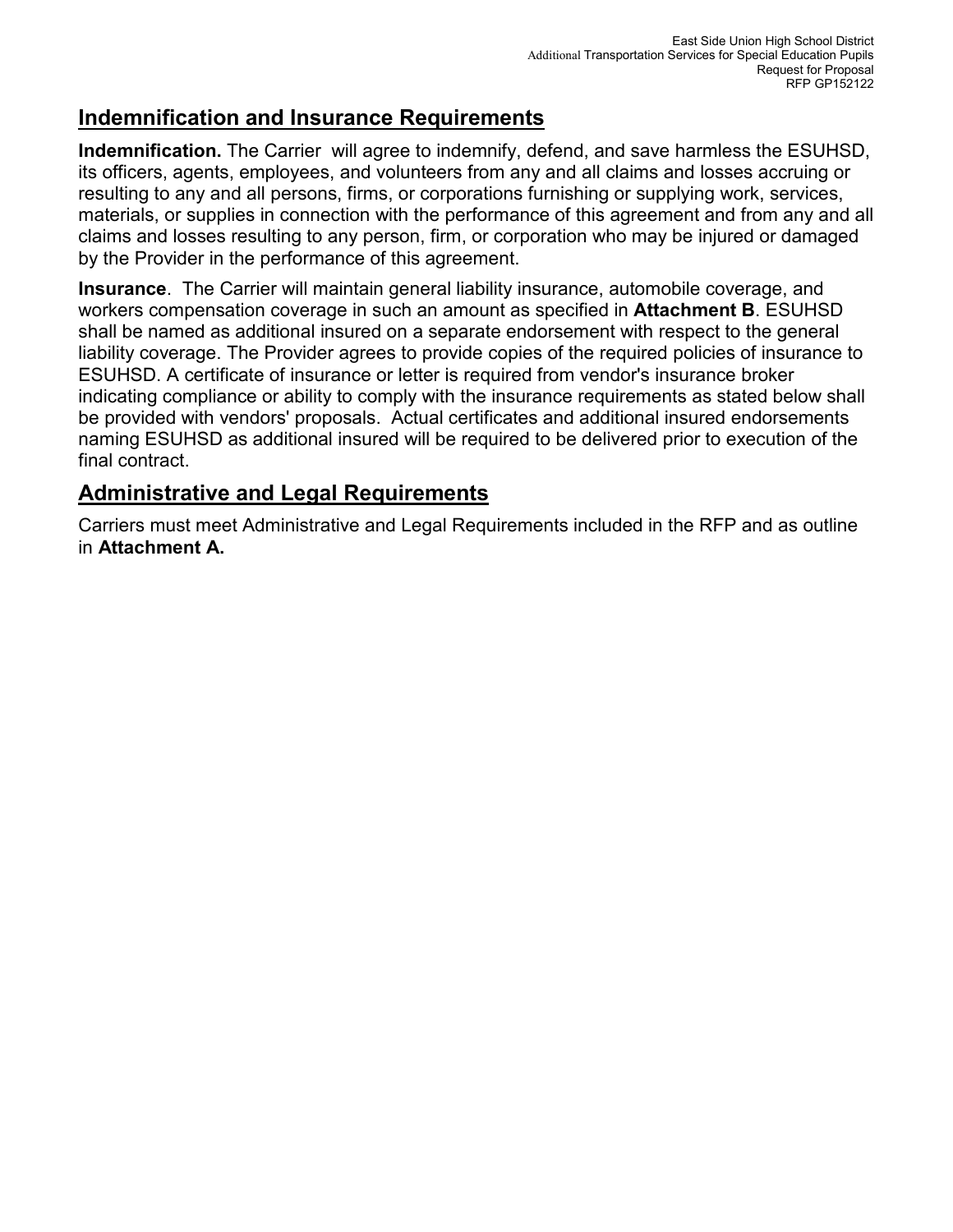## Indemnification and Insurance Requirements

**Indemnification.** The Carrier will agree to indemnify, defend, and save harmless the ESUHSD, its officers, agents, employees, and volunteers from any and all claims and losses accruing or resulting to any and all persons, firms, or corporations furnishing or supplying work, services, materials, or supplies in connection with the performance of this agreement and from any and all claims and losses resulting to any person, firm, or corporation who may be injured or damaged by the Provider in the performance of this agreement.

**Insurance**. The Carrier will maintain general liability insurance, automobile coverage, and workers compensation coverage in such an amount as specified in **Attachment B**. ESUHSD shall be named as additional insured on a separate endorsement with respect to the general liability coverage. The Provider agrees to provide copies of the required policies of insurance to ESUHSD. A certificate of insurance or letter is required from vendor's insurance broker indicating compliance or ability to comply with the insurance requirements as stated below shall be provided with vendors' proposals. Actual certificates and additional insured endorsements naming ESUHSD as additional insured will be required to be delivered prior to execution of the final contract.

## Administrative and Legal Requirements

Carriers must meet Administrative and Legal Requirements included in the RFP and as outline in **Attachment A.**